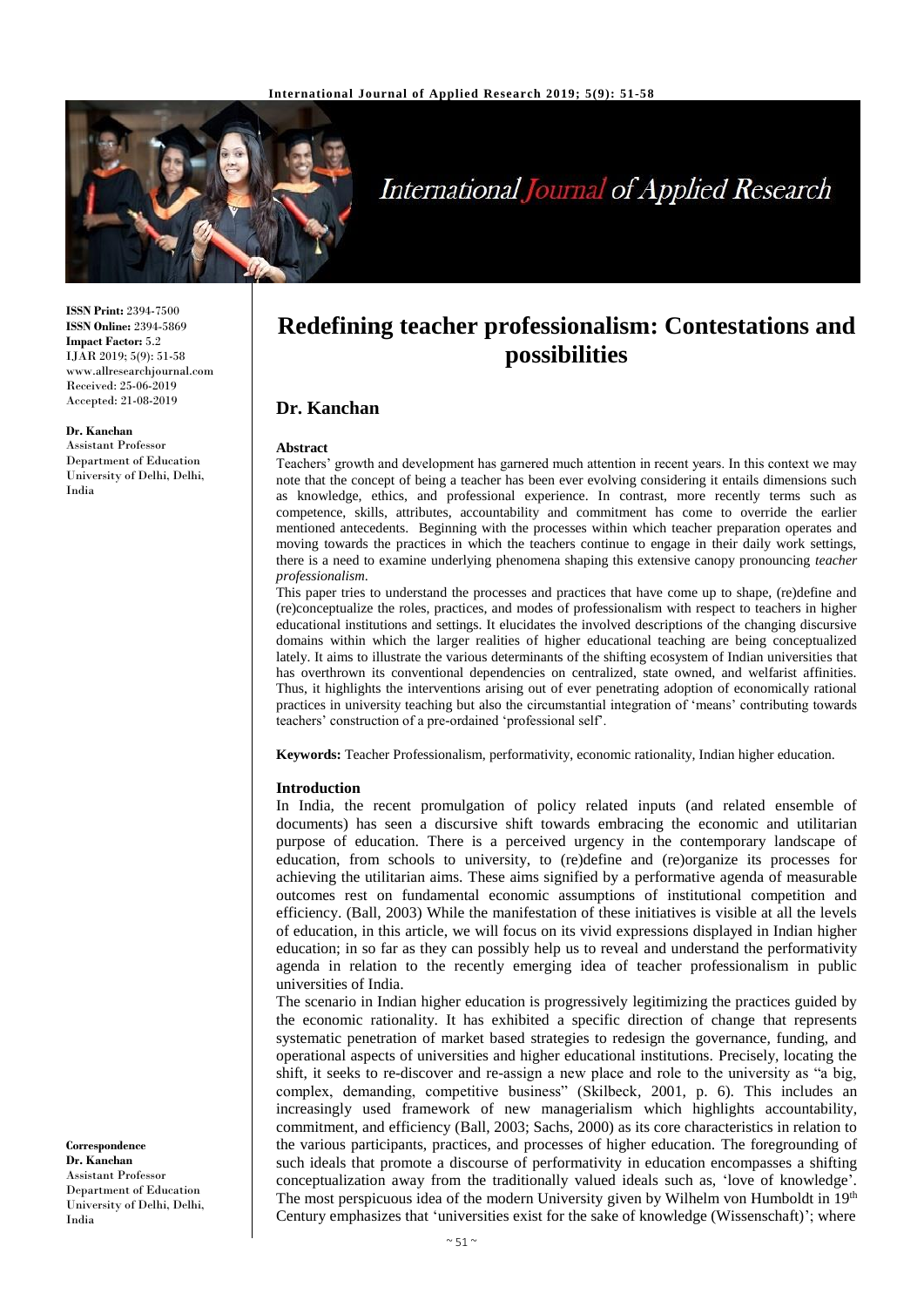# Redefining teacher professionalism: Contestations and possibilities

## Dr. Kanchan

**ISSN Print:** 2394-7500
**ISSN Online:** 2394-5869
**Impact Factor:** 5.2
IJAR 2019; 5(9): 51-58
www.allresearchjournal.com
Received: 25-06-2019
Accepted: 21-08-2019

**Dr. Kanchan**
Assistant Professor
Department of Education
University of Delhi, Delhi, India

**Correspondence**
**Dr. Kanchan**
Assistant Professor
Department of Education
University of Delhi, Delhi, India

### Abstract

Teachers' growth and development has garnered much attention in recent years. In this context we may note that the concept of being a teacher has been ever evolving considering it entails dimensions such as knowledge, ethics, and professional experience. In contrast, more recently terms such as competence, skills, attributes, accountability and commitment has come to override the earlier mentioned antecedents. Beginning with the processes within which teacher preparation operates and moving towards the practices in which the teachers continue to engage in their daily work settings, there is a need to examine underlying phenomena shaping this extensive canopy pronouncing *teacher professionalism*.

This paper tries to understand the processes and practices that have come up to shape, (re)define and (re)conceptualize the roles, practices, and modes of professionalism with respect to teachers in higher educational institutions and settings. It elucidates the involved descriptions of the changing discursive domains within which the larger realities of higher educational teaching are being conceptualized lately. It aims to illustrate the various determinants of the shifting ecosystem of Indian universities that has overthrown its conventional dependencies on centralized, state owned, and welfarist affinities. Thus, it highlights the interventions arising out of ever penetrating adoption of economically rational practices in university teaching but also the circumstantial integration of 'means' contributing towards teachers' construction of a pre-ordained 'professional self'.

**Keywords:** Teacher Professionalism, performativity, economic rationality, Indian higher education.

### Introduction

In India, the recent promulgation of policy related inputs (and related ensemble of documents) has seen a discursive shift towards embracing the economic and utilitarian purpose of education. There is a perceived urgency in the contemporary landscape of education, from schools to university, to (re)define and (re)organize its processes for achieving the utilitarian aims. These aims signified by a performative agenda of measurable outcomes rest on fundamental economic assumptions of institutional competition and efficiency. (Ball, 2003) While the manifestation of these initiatives is visible at all the levels of education, in this article, we will focus on its vivid expressions displayed in Indian higher education; in so far as they can possibly help us to reveal and understand the performativity agenda in relation to the recently emerging idea of teacher professionalism in public universities of India.

The scenario in Indian higher education is progressively legitimizing the practices guided by the economic rationality. It has exhibited a specific direction of change that represents systematic penetration of market based strategies to redesign the governance, funding, and operational aspects of universities and higher educational institutions. Precisely, locating the shift, it seeks to re-discover and re-assign a new place and role to the university as "a big, complex, demanding, competitive business" (Skilbeck, 2001, p. 6). This includes an increasingly used framework of new managerialism which highlights accountability, commitment, and efficiency (Ball, 2003; Sachs, 2000) as its core characteristics in relation to the various participants, practices, and processes of higher education. The foregrounding of such ideals that promote a discourse of performativity in education encompasses a shifting conceptualization away from the traditionally valued ideals such as, 'love of knowledge'. The most perspicuous idea of the modern University given by Wilhelm von Humboldt in 19th Century emphasizes that 'universities exist for the sake of knowledge (Wissenschaft)'; where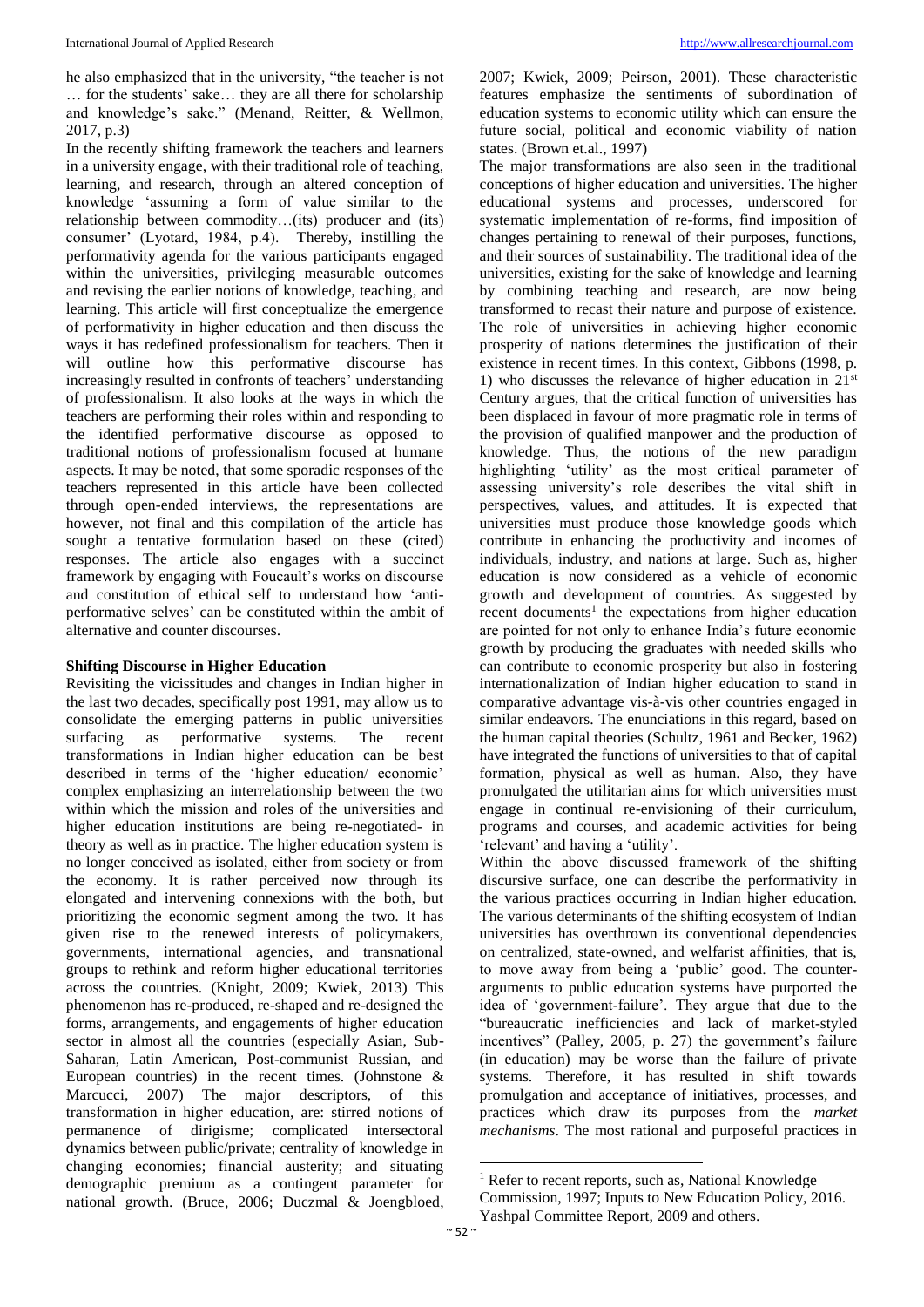he also emphasized that in the university, "the teacher is not … for the students' sake… they are all there for scholarship and knowledge's sake." (Menand, Reitter, & Wellmon, 2017, p.3)

In the recently shifting framework the teachers and learners in a university engage, with their traditional role of teaching, learning, and research, through an altered conception of knowledge 'assuming a form of value similar to the relationship between commodity…(its) producer and (its) consumer' (Lyotard, 1984, p.4). Thereby, instilling the performativity agenda for the various participants engaged within the universities, privileging measurable outcomes and revising the earlier notions of knowledge, teaching, and learning. This article will first conceptualize the emergence of performativity in higher education and then discuss the ways it has redefined professionalism for teachers. Then it will outline how this performative discourse has increasingly resulted in confronts of teachers' understanding of professionalism. It also looks at the ways in which the teachers are performing their roles within and responding to the identified performative discourse as opposed to traditional notions of professionalism focused at humane aspects. It may be noted, that some sporadic responses of the teachers represented in this article have been collected through open-ended interviews, the representations are however, not final and this compilation of the article has sought a tentative formulation based on these (cited) responses. The article also engages with a succinct framework by engaging with Foucault's works on discourse and constitution of ethical self to understand how 'anti-performative selves' can be constituted within the ambit of alternative and counter discourses.

## Shifting Discourse in Higher Education

Revisiting the vicissitudes and changes in Indian higher in the last two decades, specifically post 1991, may allow us to consolidate the emerging patterns in public universities surfacing as performative systems. The recent transformations in Indian higher education can be best described in terms of the 'higher education/ economic' complex emphasizing an interrelationship between the two within which the mission and roles of the universities and higher education institutions are being re-negotiated- in theory as well as in practice. The higher education system is no longer conceived as isolated, either from society or from the economy. It is rather perceived now through its elongated and intervening connexions with the both, but prioritizing the economic segment among the two. It has given rise to the renewed interests of policymakers, governments, international agencies, and transnational groups to rethink and reform higher educational territories across the countries. (Knight, 2009; Kwiek, 2013) This phenomenon has re-produced, re-shaped and re-designed the forms, arrangements, and engagements of higher education sector in almost all the countries (especially Asian, Sub-Saharan, Latin American, Post-communist Russian, and European countries) in the recent times. (Johnstone & Marcucci, 2007) The major descriptors, of this transformation in higher education, are: stirred notions of permanence of dirigisme; complicated intersectoral dynamics between public/private; centrality of knowledge in changing economies; financial austerity; and situating demographic premium as a contingent parameter for national growth. (Bruce, 2006; Duczmal & Joengbloed, 2007; Kwiek, 2009; Peirson, 2001). These characteristic features emphasize the sentiments of subordination of education systems to economic utility which can ensure the future social, political and economic viability of nation states. (Brown et.al., 1997)

The major transformations are also seen in the traditional conceptions of higher education and universities. The higher educational systems and processes, underscored for systematic implementation of re-forms, find imposition of changes pertaining to renewal of their purposes, functions, and their sources of sustainability. The traditional idea of the universities, existing for the sake of knowledge and learning by combining teaching and research, are now being transformed to recast their nature and purpose of existence. The role of universities in achieving higher economic prosperity of nations determines the justification of their existence in recent times. In this context, Gibbons (1998, p. 1) who discusses the relevance of higher education in 21st Century argues, that the critical function of universities has been displaced in favour of more pragmatic role in terms of the provision of qualified manpower and the production of knowledge. Thus, the notions of the new paradigm highlighting 'utility' as the most critical parameter of assessing university's role describes the vital shift in perspectives, values, and attitudes. It is expected that universities must produce those knowledge goods which contribute in enhancing the productivity and incomes of individuals, industry, and nations at large. Such as, higher education is now considered as a vehicle of economic growth and development of countries. As suggested by recent documents[1] the expectations from higher education are pointed for not only to enhance India's future economic growth by producing the graduates with needed skills who can contribute to economic prosperity but also in fostering internationalization of Indian higher education to stand in comparative advantage vis-à-vis other countries engaged in similar endeavors. The enunciations in this regard, based on the human capital theories (Schultz, 1961 and Becker, 1962) have integrated the functions of universities to that of capital formation, physical as well as human. Also, they have promulgated the utilitarian aims for which universities must engage in continual re-envisioning of their curriculum, programs and courses, and academic activities for being 'relevant' and having a 'utility'.

Within the above discussed framework of the shifting discursive surface, one can describe the performativity in the various practices occurring in Indian higher education. The various determinants of the shifting ecosystem of Indian universities has overthrown its conventional dependencies on centralized, state-owned, and welfarist affinities, that is, to move away from being a 'public' good. The counter-arguments to public education systems have purported the idea of 'government-failure'. They argue that due to the "bureaucratic inefficiencies and lack of market-styled incentives" (Palley, 2005, p. 27) the government's failure (in education) may be worse than the failure of private systems. Therefore, it has resulted in shift towards promulgation and acceptance of initiatives, processes, and practices which draw its purposes from the *market mechanisms*. The most rational and purposeful practices in

[1] Refer to recent reports, such as, National Knowledge Commission, 1997; Inputs to New Education Policy, 2016. Yashpal Committee Report, 2009 and others.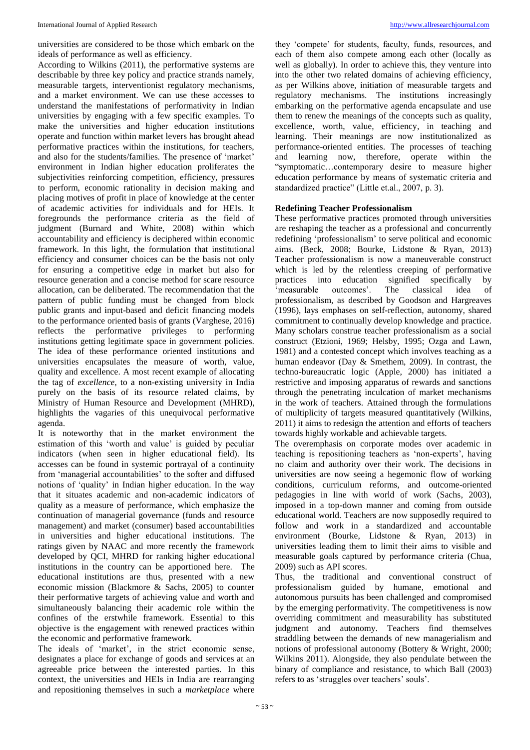universities are considered to be those which embark on the ideals of performance as well as efficiency.

According to Wilkins (2011), the performative systems are describable by three key policy and practice strands namely, measurable targets, interventionist regulatory mechanisms, and a market environment. We can use these accesses to understand the manifestations of performativity in Indian universities by engaging with a few specific examples. To make the universities and higher education institutions operate and function within market levers has brought ahead performative practices within the institutions, for teachers, and also for the students/families. The presence of 'market' environment in Indian higher education proliferates the subjectivities reinforcing competition, efficiency, pressures to perform, economic rationality in decision making and placing motives of profit in place of knowledge at the center of academic activities for individuals and for HEIs. It foregrounds the performance criteria as the field of judgment (Burnard and White, 2008) within which accountability and efficiency is deciphered within economic framework. In this light, the formulation that institutional efficiency and consumer choices can be the basis not only for ensuring a competitive edge in market but also for resource generation and a concise method for scare resource allocation, can be deliberated. The recommendation that the pattern of public funding must be changed from block public grants and input-based and deficit financing models to the performance oriented basis of grants (Varghese, 2016) reflects the performative privileges to performing institutions getting legitimate space in government policies. The idea of these performance oriented institutions and universities encapsulates the measure of worth, value, quality and excellence. A most recent example of allocating the tag of *excellence,* to a non-existing university in India purely on the basis of its resource related claims, by Ministry of Human Resource and Development (MHRD), highlights the vagaries of this unequivocal performative agenda.

It is noteworthy that in the market environment the estimation of this 'worth and value' is guided by peculiar indicators (when seen in higher educational field). Its accesses can be found in systemic portrayal of a continuity from 'managerial accountabilities' to the softer and diffused notions of 'quality' in Indian higher education. In the way that it situates academic and non-academic indicators of quality as a measure of performance, which emphasize the continuation of managerial governance (funds and resource management) and market (consumer) based accountabilities in universities and higher educational institutions. The ratings given by NAAC and more recently the framework developed by QCI, MHRD for ranking higher educational institutions in the country can be apportioned here. The educational institutions are thus, presented with a new economic mission (Blackmore & Sachs, 2005) to counter their performative targets of achieving value and worth and simultaneously balancing their academic role within the confines of the erstwhile framework. Essential to this objective is the engagement with renewed practices within the economic and performative framework.

The ideals of 'market', in the strict economic sense, designates a place for exchange of goods and services at an agreeable price between the interested parties. In this context, the universities and HEIs in India are rearranging and repositioning themselves in such a *marketplace* where they 'compete' for students, faculty, funds, resources, and each of them also compete among each other (locally as well as globally). In order to achieve this, they venture into into the other two related domains of achieving efficiency, as per Wilkins above, initiation of measurable targets and regulatory mechanisms. The institutions increasingly embarking on the performative agenda encapsulate and use them to renew the meanings of the concepts such as quality, excellence, worth, value, efficiency, in teaching and learning. Their meanings are now institutionalized as performance-oriented entities. The processes of teaching and learning now, therefore, operate within the "symptomatic…contemporary desire to measure higher education performance by means of systematic criteria and standardized practice" (Little et.al., 2007, p. 3).

## Redefining Teacher Professionalism

These performative practices promoted through universities are reshaping the teacher as a professional and concurrently redefining 'professionalism' to serve political and economic aims. (Beck, 2008; Bourke, Lidstone & Ryan, 2013) Teacher professionalism is now a maneuverable construct which is led by the relentless creeping of performative practices into education signified specifically by 'measurable outcomes'. The classical idea of professionalism, as described by Goodson and Hargreaves (1996), lays emphases on self-reflection, autonomy, shared commitment to continually develop knowledge and practice. Many scholars construe teacher professionalism as a social construct (Etzioni, 1969; Helsby, 1995; Ozga and Lawn, 1981) and a contested concept which involves teaching as a human endeavor (Day & Smethem, 2009). In contrast, the techno-bureaucratic logic (Apple, 2000) has initiated a restrictive and imposing apparatus of rewards and sanctions through the penetrating inculcation of market mechanisms in the work of teachers. Attained through the formulations of multiplicity of targets measured quantitatively (Wilkins, 2011) it aims to redesign the attention and efforts of teachers towards highly workable and achievable targets.

The overemphasis on corporate modes over academic in teaching is repositioning teachers as 'non-experts', having no claim and authority over their work. The decisions in universities are now seeing a hegemonic flow of working conditions, curriculum reforms, and outcome-oriented pedagogies in line with world of work (Sachs, 2003), imposed in a top-down manner and coming from outside educational world. Teachers are now supposedly required to follow and work in a standardized and accountable environment (Bourke, Lidstone & Ryan, 2013) in universities leading them to limit their aims to visible and measurable goals captured by performance criteria (Chua, 2009) such as API scores.

Thus, the traditional and conventional construct of professionalism guided by humane, emotional and autonomous pursuits has been challenged and compromised by the emerging performativity. The competitiveness is now overriding commitment and measurability has substituted judgment and autonomy. Teachers find themselves straddling between the demands of new managerialism and notions of professional autonomy (Bottery & Wright, 2000; Wilkins 2011). Alongside, they also pendulate between the binary of compliance and resistance, to which Ball (2003) refers to as 'struggles over teachers' souls'.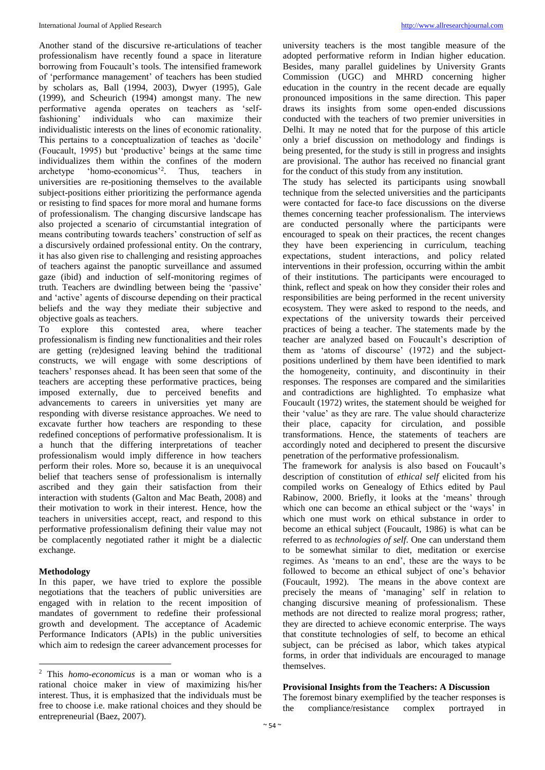Another stand of the discursive re-articulations of teacher professionalism have recently found a space in literature borrowing from Foucault's tools. The intensified framework of 'performance management' of teachers has been studied by scholars as, Ball (1994, 2003), Dwyer (1995), Gale (1999), and Scheurich (1994) amongst many. The new performative agenda operates on teachers as 'self-fashioning' individuals who can maximize their individualistic interests on the lines of economic rationality. This pertains to a conceptualization of teaches as 'docile' (Foucault, 1995) but 'productive' beings at the same time individualizes them within the confines of the modern archetype 'homo-economicus'[2]. Thus, teachers in universities are re-positioning themselves to the available subject-positions either prioritizing the performance agenda or resisting to find spaces for more moral and humane forms of professionalism. The changing discursive landscape has also projected a scenario of circumstantial integration of means contributing towards teachers' construction of self as a discursively ordained professional entity. On the contrary, it has also given rise to challenging and resisting approaches of teachers against the panoptic surveillance and assumed gaze (ibid) and induction of self-monitoring regimes of truth. Teachers are dwindling between being the 'passive' and 'active' agents of discourse depending on their practical beliefs and the way they mediate their subjective and objective goals as teachers.

To explore this contested area, where teacher professionalism is finding new functionalities and their roles are getting (re)designed leaving behind the traditional constructs, we will engage with some descriptions of teachers' responses ahead. It has been seen that some of the teachers are accepting these performative practices, being imposed externally, due to perceived benefits and advancements to careers in universities yet many are responding with diverse resistance approaches. We need to excavate further how teachers are responding to these redefined conceptions of performative professionalism. It is a hunch that the differing interpretations of teacher professionalism would imply difference in how teachers perform their roles. More so, because it is an unequivocal belief that teachers sense of professionalism is internally ascribed and they gain their satisfaction from their interaction with students (Galton and Mac Beath, 2008) and their motivation to work in their interest. Hence, how the teachers in universities accept, react, and respond to this performative professionalism defining their value may not be complacently negotiated rather it might be a dialectic exchange.

## Methodology

In this paper, we have tried to explore the possible negotiations that the teachers of public universities are engaged with in relation to the recent imposition of mandates of government to redefine their professional growth and development. The acceptance of Academic Performance Indicators (APIs) in the public universities which aim to redesign the career advancement processes for university teachers is the most tangible measure of the adopted performative reform in Indian higher education. Besides, many parallel guidelines by University Grants Commission (UGC) and MHRD concerning higher education in the country in the recent decade are equally pronounced impositions in the same direction. This paper draws its insights from some open-ended discussions conducted with the teachers of two premier universities in Delhi. It may ne noted that for the purpose of this article only a brief discussion on methodology and findings is being presented, for the study is still in progress and insights are provisional. The author has received no financial grant for the conduct of this study from any institution.

The study has selected its participants using snowball technique from the selected universities and the participants were contacted for face-to face discussions on the diverse themes concerning teacher professionalism. The interviews are conducted personally where the participants were encouraged to speak on their practices, the recent changes they have been experiencing in curriculum, teaching expectations, student interactions, and policy related interventions in their profession, occurring within the ambit of their institutions. The participants were encouraged to think, reflect and speak on how they consider their roles and responsibilities are being performed in the recent university ecosystem. They were asked to respond to the needs, and expectations of the university towards their perceived practices of being a teacher. The statements made by the teacher are analyzed based on Foucault's description of them as 'atoms of discourse' (1972) and the subject-positions underlined by them have been identified to mark the homogeneity, continuity, and discontinuity in their responses. The responses are compared and the similarities and contradictions are highlighted. To emphasize what Foucault (1972) writes, the statement should be weighed for their 'value' as they are rare. The value should characterize their place, capacity for circulation, and possible transformations. Hence, the statements of teachers are accordingly noted and deciphered to present the discursive penetration of the performative professionalism.

The framework for analysis is also based on Foucault's description of constitution of *ethical self* elicited from his compiled works on Genealogy of Ethics edited by Paul Rabinow, 2000. Briefly, it looks at the 'means' through which one can become an ethical subject or the 'ways' in which one must work on ethical substance in order to become an ethical subject (Foucault, 1986) is what can be referred to as *technologies of self*. One can understand them to be somewhat similar to diet, meditation or exercise regimes. As 'means to an end', these are the ways to be followed to become an ethical subject of one's behavior (Foucault, 1992). The means in the above context are precisely the means of 'managing' self in relation to changing discursive meaning of professionalism. These methods are not directed to realize moral progress; rather, they are directed to achieve economic enterprise. The ways that constitute technologies of self, to become an ethical subject, can be précised as labor, which takes atypical forms, in order that individuals are encouraged to manage themselves.

## Provisional Insights from the Teachers: A Discussion

The foremost binary exemplified by the teacher responses is the compliance/resistance complex portrayed in

---

[2] This *homo-economicus* is a man or woman who is a rational choice maker in view of maximizing his/her interest. Thus, it is emphasized that the individuals must be free to choose i.e. make rational choices and they should be entrepreneurial (Baez, 2007).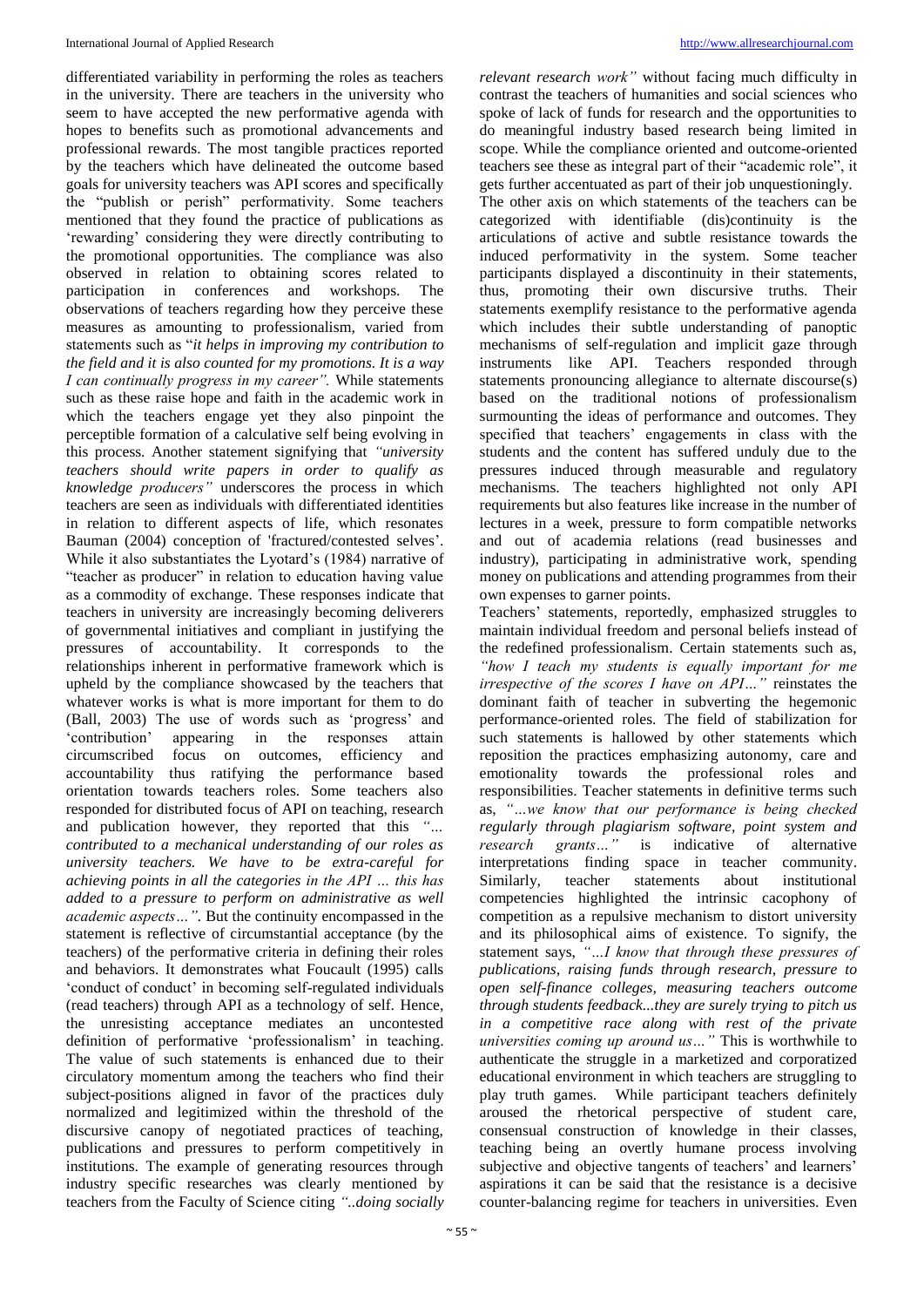differentiated variability in performing the roles as teachers in the university. There are teachers in the university who seem to have accepted the new performative agenda with hopes to benefits such as promotional advancements and professional rewards. The most tangible practices reported by the teachers which have delineated the outcome based goals for university teachers was API scores and specifically the "publish or perish" performativity. Some teachers mentioned that they found the practice of publications as 'rewarding' considering they were directly contributing to the promotional opportunities. The compliance was also observed in relation to obtaining scores related to participation in conferences and workshops. The observations of teachers regarding how they perceive these measures as amounting to professionalism, varied from statements such as "*it helps in improving my contribution to the field and it is also counted for my promotions. It is a way I can continually progress in my career".* While statements such as these raise hope and faith in the academic work in which the teachers engage yet they also pinpoint the perceptible formation of a calculative self being evolving in this process. Another statement signifying that *"university teachers should write papers in order to qualify as knowledge producers"* underscores the process in which teachers are seen as individuals with differentiated identities in relation to different aspects of life, which resonates Bauman (2004) conception of 'fractured/contested selves'. While it also substantiates the Lyotard's (1984) narrative of "teacher as producer" in relation to education having value as a commodity of exchange. These responses indicate that teachers in university are increasingly becoming deliverers of governmental initiatives and compliant in justifying the pressures of accountability. It corresponds to the relationships inherent in performative framework which is upheld by the compliance showcased by the teachers that whatever works is what is more important for them to do (Ball, 2003) The use of words such as 'progress' and 'contribution' appearing in the responses attain circumscribed focus on outcomes, efficiency and accountability thus ratifying the performance based orientation towards teachers roles. Some teachers also responded for distributed focus of API on teaching, research and publication however, they reported that this *"... contributed to a mechanical understanding of our roles as university teachers. We have to be extra-careful for achieving points in all the categories in the API ... this has added to a pressure to perform on administrative as well academic aspects…".* But the continuity encompassed in the statement is reflective of circumstantial acceptance (by the teachers) of the performative criteria in defining their roles and behaviors. It demonstrates what Foucault (1995) calls 'conduct of conduct' in becoming self-regulated individuals (read teachers) through API as a technology of self. Hence, the unresisting acceptance mediates an uncontested definition of performative 'professionalism' in teaching. The value of such statements is enhanced due to their circulatory momentum among the teachers who find their subject-positions aligned in favor of the practices duly normalized and legitimized within the threshold of the discursive canopy of negotiated practices of teaching, publications and pressures to perform competitively in institutions. The example of generating resources through industry specific researches was clearly mentioned by teachers from the Faculty of Science citing *"..doing socially relevant research work"* without facing much difficulty in contrast the teachers of humanities and social sciences who spoke of lack of funds for research and the opportunities to do meaningful industry based research being limited in scope. While the compliance oriented and outcome-oriented teachers see these as integral part of their "academic role", it gets further accentuated as part of their job unquestioningly.

The other axis on which statements of the teachers can be categorized with identifiable (dis)continuity is the articulations of active and subtle resistance towards the induced performativity in the system. Some teacher participants displayed a discontinuity in their statements, thus, promoting their own discursive truths. Their statements exemplify resistance to the performative agenda which includes their subtle understanding of panoptic mechanisms of self-regulation and implicit gaze through instruments like API. Teachers responded through statements pronouncing allegiance to alternate discourse(s) based on the traditional notions of professionalism surmounting the ideas of performance and outcomes. They specified that teachers' engagements in class with the students and the content has suffered unduly due to the pressures induced through measurable and regulatory mechanisms. The teachers highlighted not only API requirements but also features like increase in the number of lectures in a week, pressure to form compatible networks and out of academia relations (read businesses and industry), participating in administrative work, spending money on publications and attending programmes from their own expenses to garner points.

Teachers' statements, reportedly, emphasized struggles to maintain individual freedom and personal beliefs instead of the redefined professionalism. Certain statements such as, *"how I teach my students is equally important for me irrespective of the scores I have on API…"* reinstates the dominant faith of teacher in subverting the hegemonic performance-oriented roles. The field of stabilization for such statements is hallowed by other statements which reposition the practices emphasizing autonomy, care and emotionality towards the professional roles and responsibilities. Teacher statements in definitive terms such as, *"…we know that our performance is being checked regularly through plagiarism software, point system and research grants…"* is indicative of alternative interpretations finding space in teacher community. Similarly, teacher statements about institutional competencies highlighted the intrinsic cacophony of competition as a repulsive mechanism to distort university and its philosophical aims of existence. To signify, the statement says, *"…I know that through these pressures of publications, raising funds through research, pressure to open self-finance colleges, measuring teachers outcome through students feedback...they are surely trying to pitch us in a competitive race along with rest of the private universities coming up around us…"* This is worthwhile to authenticate the struggle in a marketized and corporatized educational environment in which teachers are struggling to play truth games. While participant teachers definitely aroused the rhetorical perspective of student care, consensual construction of knowledge in their classes, teaching being an overtly humane process involving subjective and objective tangents of teachers' and learners' aspirations it can be said that the resistance is a decisive counter-balancing regime for teachers in universities. Even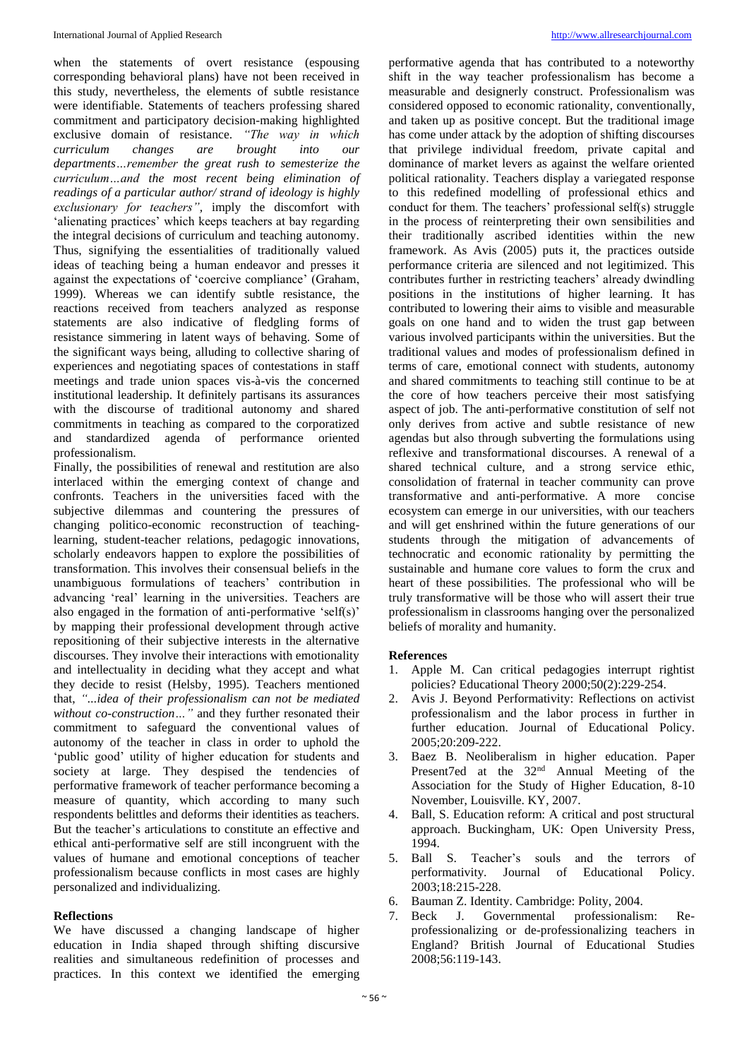when the statements of overt resistance (espousing corresponding behavioral plans) have not been received in this study, nevertheless, the elements of subtle resistance were identifiable. Statements of teachers professing shared commitment and participatory decision-making highlighted exclusive domain of resistance. *"The way in which curriculum changes are brought into our departments…remember the great rush to semesterize the curriculum…and the most recent being elimination of readings of a particular author/ strand of ideology is highly exclusionary for teachers"*, imply the discomfort with 'alienating practices' which keeps teachers at bay regarding the integral decisions of curriculum and teaching autonomy. Thus, signifying the essentialities of traditionally valued ideas of teaching being a human endeavor and presses it against the expectations of 'coercive compliance' (Graham, 1999). Whereas we can identify subtle resistance, the reactions received from teachers analyzed as response statements are also indicative of fledgling forms of resistance simmering in latent ways of behaving. Some of the significant ways being, alluding to collective sharing of experiences and negotiating spaces of contestations in staff meetings and trade union spaces vis-à-vis the concerned institutional leadership. It definitely partisans its assurances with the discourse of traditional autonomy and shared commitments in teaching as compared to the corporatized and standardized agenda of performance oriented professionalism.

Finally, the possibilities of renewal and restitution are also interlaced within the emerging context of change and confronts. Teachers in the universities faced with the subjective dilemmas and countering the pressures of changing politico-economic reconstruction of teaching-learning, student-teacher relations, pedagogic innovations, scholarly endeavors happen to explore the possibilities of transformation. This involves their consensual beliefs in the unambiguous formulations of teachers' contribution in advancing 'real' learning in the universities. Teachers are also engaged in the formation of anti-performative 'self(s)' by mapping their professional development through active repositioning of their subjective interests in the alternative discourses. They involve their interactions with emotionality and intellectuality in deciding what they accept and what they decide to resist (Helsby, 1995). Teachers mentioned that, *"...idea of their professionalism can not be mediated without co-construction…"* and they further resonated their commitment to safeguard the conventional values of autonomy of the teacher in class in order to uphold the 'public good' utility of higher education for students and society at large. They despised the tendencies of performative framework of teacher performance becoming a measure of quantity, which according to many such respondents belittles and deforms their identities as teachers. But the teacher's articulations to constitute an effective and ethical anti-performative self are still incongruent with the values of humane and emotional conceptions of teacher professionalism because conflicts in most cases are highly personalized and individualizing.

## Reflections

We have discussed a changing landscape of higher education in India shaped through shifting discursive realities and simultaneous redefinition of processes and practices. In this context we identified the emerging performative agenda that has contributed to a noteworthy shift in the way teacher professionalism has become a measurable and designerly construct. Professionalism was considered opposed to economic rationality, conventionally, and taken up as positive concept. But the traditional image has come under attack by the adoption of shifting discourses that privilege individual freedom, private capital and dominance of market levers as against the welfare oriented political rationality. Teachers display a variegated response to this redefined modelling of professional ethics and conduct for them. The teachers' professional self(s) struggle in the process of reinterpreting their own sensibilities and their traditionally ascribed identities within the new framework. As Avis (2005) puts it, the practices outside performance criteria are silenced and not legitimized. This contributes further in restricting teachers' already dwindling positions in the institutions of higher learning. It has contributed to lowering their aims to visible and measurable goals on one hand and to widen the trust gap between various involved participants within the universities. But the traditional values and modes of professionalism defined in terms of care, emotional connect with students, autonomy and shared commitments to teaching still continue to be at the core of how teachers perceive their most satisfying aspect of job. The anti-performative constitution of self not only derives from active and subtle resistance of new agendas but also through subverting the formulations using reflexive and transformational discourses. A renewal of a shared technical culture, and a strong service ethic, consolidation of fraternal in teacher community can prove transformative and anti-performative. A more concise ecosystem can emerge in our universities, with our teachers and will get enshrined within the future generations of our students through the mitigation of advancements of technocratic and economic rationality by permitting the sustainable and humane core values to form the crux and heart of these possibilities. The professional who will be truly transformative will be those who will assert their true professionalism in classrooms hanging over the personalized beliefs of morality and humanity.

## References

1. Apple M. Can critical pedagogies interrupt rightist policies? Educational Theory 2000;50(2):229-254.
2. Avis J. Beyond Performativity: Reflections on activist professionalism and the labor process in further in further education. Journal of Educational Policy. 2005;20:209-222.
3. Baez B. Neoliberalism in higher education. Paper Present7ed at the 32nd Annual Meeting of the Association for the Study of Higher Education, 8-10 November, Louisville. KY, 2007.
4. Ball, S. Education reform: A critical and post structural approach. Buckingham, UK: Open University Press, 1994.
5. Ball S. Teacher's souls and the terrors of performativity. Journal of Educational Policy. 2003;18:215-228.
6. Bauman Z. Identity. Cambridge: Polity, 2004.
7. Beck J. Governmental professionalism: Re-professionalizing or de-professionalizing teachers in England? British Journal of Educational Studies 2008;56:119-143.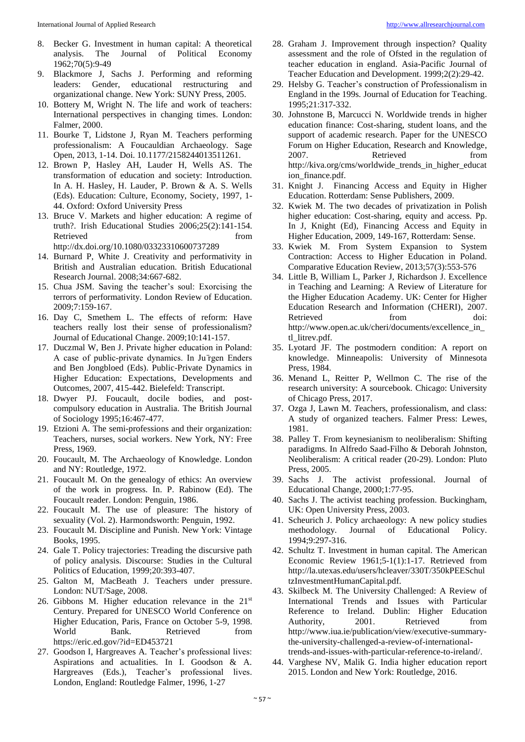8. Becker G. Investment in human capital: A theoretical analysis. The Journal of Political Economy 1962;70(5):9-49
9. Blackmore J, Sachs J. Performing and reforming leaders: Gender, educational restructuring and organizational change. New York: SUNY Press, 2005.
10. Bottery M, Wright N. The life and work of teachers: International perspectives in changing times. London: Falmer, 2000.
11. Bourke T, Lidstone J, Ryan M. Teachers performing professionalism: A Foucauldian Archaeology. Sage Open, 2013, 1-14. Doi. 10.1177/2158244013511261.
12. Brown P, Hasley AH, Lauder H, Wells AS. The transformation of education and society: Introduction. In A. H. Hasley, H. Lauder, P. Brown & A. S. Wells (Eds). Education: Culture, Economy, Society, 1997, 1-44. Oxford: Oxford University Press
13. Bruce V. Markets and higher education: A regime of truth?. Irish Educational Studies 2006;25(2):141-154. Retrieved from http://dx.doi.org/10.1080/03323310600737289
14. Burnard P, White J. Creativity and performativity in British and Australian education. British Educational Research Journal. 2008;34:667-682.
15. Chua JSM. Saving the teacher's soul: Exorcising the terrors of performativity. London Review of Education. 2009;7:159-167.
16. Day C, Smethem L. The effects of reform: Have teachers really lost their sense of professionalism? Journal of Educational Change. 2009;10:141-157.
17. Duczmal W, Ben J. Private higher education in Poland: A case of public-private dynamics. In Jur̈gen Enders and Ben Jongbloed (Eds). Public-Private Dynamics in Higher Education: Expectations, Developments and Outcomes, 2007, 415-442. Bielefeld: Transcript.
18. Dwyer PJ. Foucault, docile bodies, and post-compulsory education in Australia. The British Journal of Sociology 1995;16:467-477.
19. Etzioni A. The semi-professions and their organization: Teachers, nurses, social workers. New York, NY: Free Press, 1969.
20. Foucault, M. The Archaeology of Knowledge. London and NY: Routledge, 1972.
21. Foucault M. On the genealogy of ethics: An overview of the work in progress. In. P. Rabinow (Ed). The Foucault reader. London: Penguin, 1986.
22. Foucault M. The use of pleasure: The history of sexuality (Vol. 2). Harmondsworth: Penguin, 1992.
23. Foucault M. Discipline and Punish. New York: Vintage Books, 1995.
24. Gale T. Policy trajectories: Treading the discursive path of policy analysis. Discourse: Studies in the Cultural Politics of Education, 1999;20:393-407.
25. Galton M, MacBeath J. Teachers under pressure. London: NUT/Sage, 2008.
26. Gibbons M. Higher education relevance in the 21st Century. Prepared for UNESCO World Conference on Higher Education, Paris, France on October 5-9, 1998. World Bank. Retrieved from https://eric.ed.gov/?id=ED453721
27. Goodson I, Hargreaves A. Teacher's professional lives: Aspirations and actualities. In I. Goodson & A. Hargreaves (Eds.), Teacher's professional lives. London, England: Routledge Falmer, 1996, 1-27
28. Graham J. Improvement through inspection? Quality assessment and the role of Ofsted in the regulation of teacher education in england. Asia-Pacific Journal of Teacher Education and Development. 1999;2(2):29-42.
29. Helsby G. Teacher's construction of Professionalism in England in the 199s. Journal of Education for Teaching. 1995;21:317-332.
30. Johnstone B, Marcucci N. Worldwide trends in higher education finance: Cost-sharing, student loans, and the support of academic research. Paper for the UNESCO Forum on Higher Education, Research and Knowledge, 2007. Retrieved from http://kiva.org/cms/worldwide_trends_in_higher_education_finance.pdf.
31. Knight J. Financing Access and Equity in Higher Education. Rotterdam: Sense Publishers, 2009.
32. Kwiek M. The two decades of privatization in Polish higher education: Cost-sharing, equity and access. Pp. In J, Knight (Ed), Financing Access and Equity in Higher Education, 2009, 149-167, Rotterdam: Sense.
33. Kwiek M. From System Expansion to System Contraction: Access to Higher Education in Poland. Comparative Education Review, 2013;57(3):553-576
34. Little B, William L, Parker J, Richardson J. Excellence in Teaching and Learning: A Review of Literature for the Higher Education Academy. UK: Center for Higher Education Research and Information (CHERI), 2007. Retrieved from doi: http://www.open.ac.uk/cheri/documents/excellence_in_tl_litrev.pdf.
35. Lyotard JF. The postmodern condition: A report on knowledge. Minneapolis: University of Minnesota Press, 1984.
36. Menand L, Reitter P, Wellmon C. The rise of the research university: A sourcebook. Chicago: University of Chicago Press, 2017.
37. Ozga J, Lawn M. *T*eachers, professionalism, and class: A study of organized teachers. Falmer Press: Lewes, 1981.
38. Palley T. From keynesianism to neoliberalism: Shifting paradigms. In Alfredo Saad-Filho & Deborah Johnston, Neoliberalism: A critical reader (20-29). London: Pluto Press, 2005.
39. Sachs J. The activist professional. Journal of Educational Change, 2000;1:77-95.
40. Sachs J. The activist teaching profession. Buckingham, UK: Open University Press, 2003.
41. Scheurich J. Policy archaeology: A new policy studies methodology. Journal of Educational Policy. 1994;9:297-316.
42. Schultz T. Investment in human capital. The American Economic Review 1961;5-1(1):1-17. Retrieved from http://la.utexas.edu/users/hcleaver/330T/350kPEESchultzInvestmentHumanCapital.pdf.
43. Skilbeck M. The University Challenged: A Review of International Trends and Issues with Particular Reference to Ireland. Dublin: Higher Education Authority, 2001. Retrieved from http://www.iua.ie/publication/view/executive-summary-the-university-challenged-a-review-of-international-trends-and-issues-with-particular-reference-to-ireland/.
44. Varghese NV, Malik G. India higher education report 2015. London and New York: Routledge, 2016.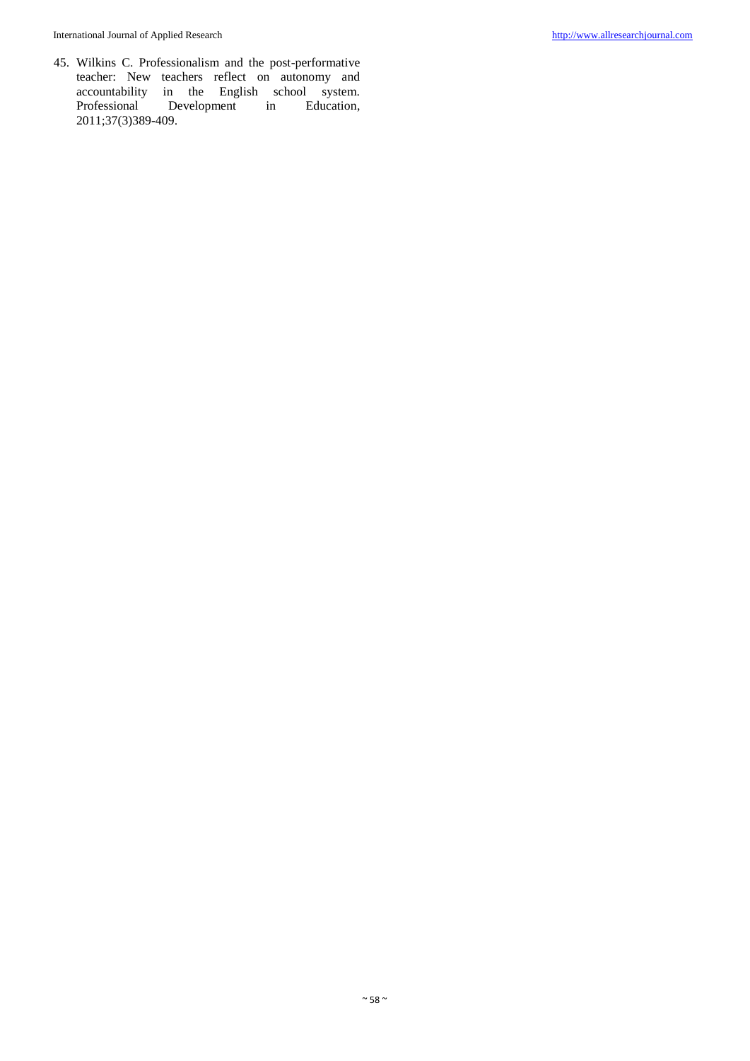45. Wilkins C. Professionalism and the post-performative teacher: New teachers reflect on autonomy and accountability in the English school system. Professional Development in Education, 2011;37(3)389-409.